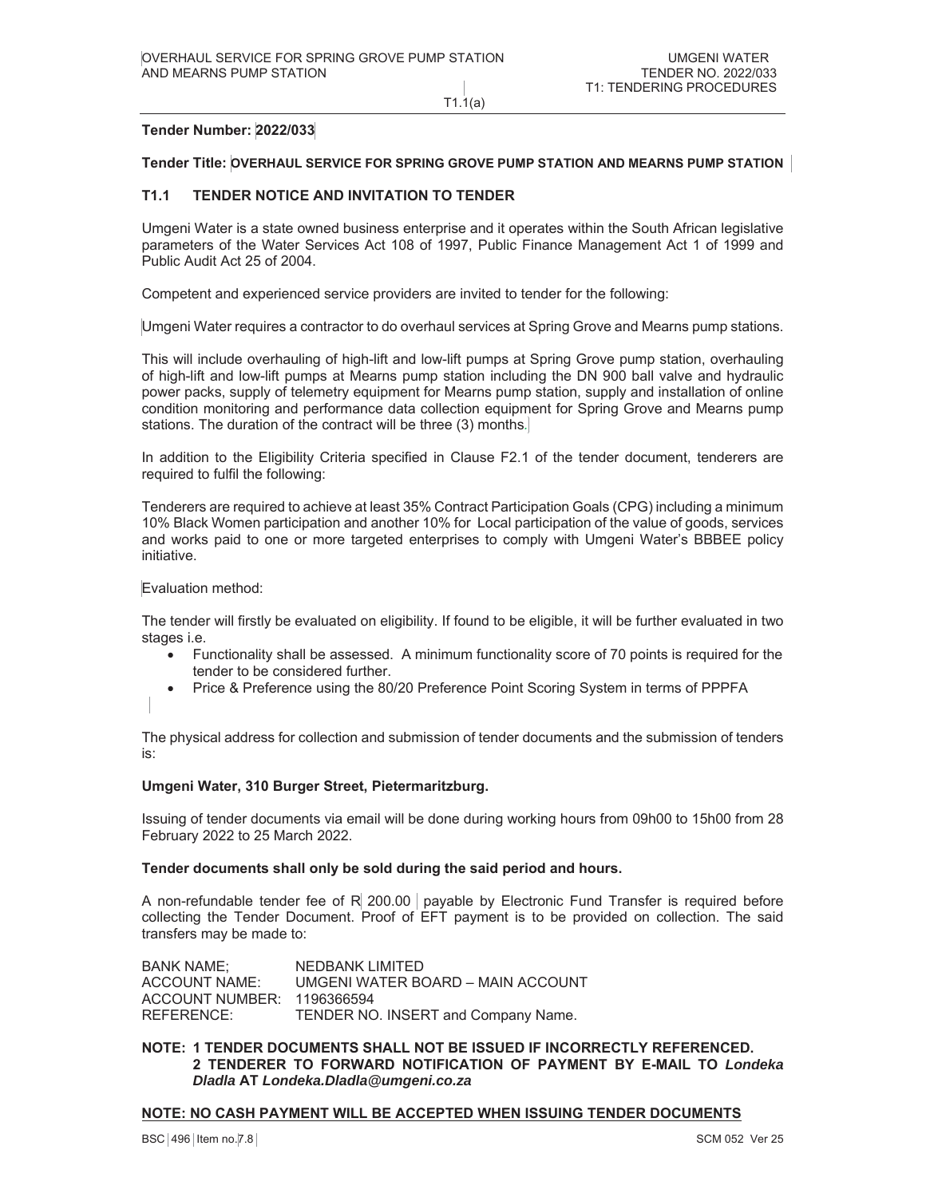**Tender Number: 2022/033**

**Tender Title: OVERHAUL SERVICE FOR SPRING GROVE PUMP STATION AND MEARNS PUMP STATION**

## T1.1 TENDER NOTICE AND INVITATION TO TENDER

Umgeni Water is a state owned business enterprise and it operates within the South African legislative parameters of the Water Services Act 108 of 1997, Public Finance Management Act 1 of 1999 and Public Audit Act 25 of 2004.

Competent and experienced service providers are invited to tender for the following:

Umgeni Water requires a contractor to do overhaul services at Spring Grove and Mearns pump stations.

This will include overhauling of high-lift and low-lift pumps at Spring Grove pump station, overhauling of high-lift and low-lift pumps at Mearns pump station including the DN 900 ball valve and hydraulic power packs, supply of telemetry equipment for Mearns pump station, supply and installation of online condition monitoring and performance data collection equipment for Spring Grove and Mearns pump stations. The duration of the contract will be three (3) months.

In addition to the Eligibility Criteria specified in Clause F2.1 of the tender document, tenderers are required to fulfil the following:

Tenderers are required to achieve at least 35% Contract Participation Goals (CPG) including a minimum 10% Black Women participation and another 10% for Local participation of the value of goods, services and works paid to one or more targeted enterprises to comply with Umgeni Water's BBBEE policy initiative.

Evaluation method:

The tender will firstly be evaluated on eligibility. If found to be eligible, it will be further evaluated in two stages i.e.

- Functionality shall be assessed. A minimum functionality score of 70 points is required for the tender to be considered further.
- Price & Preference using the 80/20 Preference Point Scoring System in terms of PPPFA

The physical address for collection and submission of tender documents and the submission of tenders is:

**Umgeni Water, 310 Burger Street, Pietermaritzburg.**

Issuing of tender documents via email will be done during working hours from 09h00 to 15h00 from 28 February 2022 to 25 March 2022.

**Tender documents shall only be sold during the said period and hours.**

A non-refundable tender fee of R 200.00 payable by Electronic Fund Transfer is required before collecting the Tender Document. Proof of EFT payment is to be provided on collection. The said transfers may be made to:

BANK NAME; NEDBANK LIMITED
ACCOUNT NAME: UMGENI WATER BOARD – MAIN ACCOUNT
ACCOUNT NUMBER: 1196366594
REFERENCE: TENDER NO. INSERT and Company Name.

**NOTE: 1 TENDER DOCUMENTS SHALL NOT BE ISSUED IF INCORRECTLY REFERENCED.**
**2 TENDERER TO FORWARD NOTIFICATION OF PAYMENT BY E-MAIL TO *Londeka Dladla* AT *Londeka.Dladla@umgeni.co.za***

**NOTE: NO CASH PAYMENT WILL BE ACCEPTED WHEN ISSUING TENDER DOCUMENTS**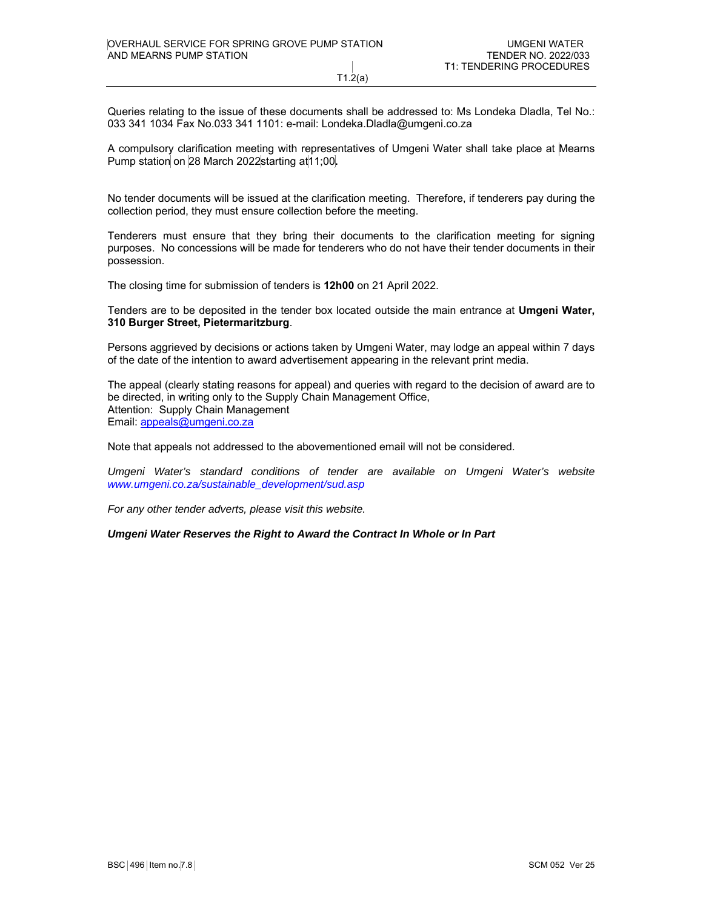Queries relating to the issue of these documents shall be addressed to: Ms Londeka Dladla, Tel No.: 033 341 1034 Fax No.033 341 1101: e-mail: Londeka.Dladla@umgeni.co.za

A compulsory clarification meeting with representatives of Umgeni Water shall take place at Mearns Pump station on 28 March 2022 starting at 11;00.

No tender documents will be issued at the clarification meeting. Therefore, if tenderers pay during the collection period, they must ensure collection before the meeting.

Tenderers must ensure that they bring their documents to the clarification meeting for signing purposes. No concessions will be made for tenderers who do not have their tender documents in their possession.

The closing time for submission of tenders is **12h00** on 21 April 2022.

Tenders are to be deposited in the tender box located outside the main entrance at **Umgeni Water, 310 Burger Street, Pietermaritzburg**.

Persons aggrieved by decisions or actions taken by Umgeni Water, may lodge an appeal within 7 days of the date of the intention to award advertisement appearing in the relevant print media.

The appeal (clearly stating reasons for appeal) and queries with regard to the decision of award are to be directed, in writing only to the Supply Chain Management Office,
Attention: Supply Chain Management
Email: appeals@umgeni.co.za

Note that appeals not addressed to the abovementioned email will not be considered.

*Umgeni Water's standard conditions of tender are available on Umgeni Water's website www.umgeni.co.za/sustainable_development/sud.asp*

*For any other tender adverts, please visit this website.*

***Umgeni Water Reserves the Right to Award the Contract In Whole or In Part***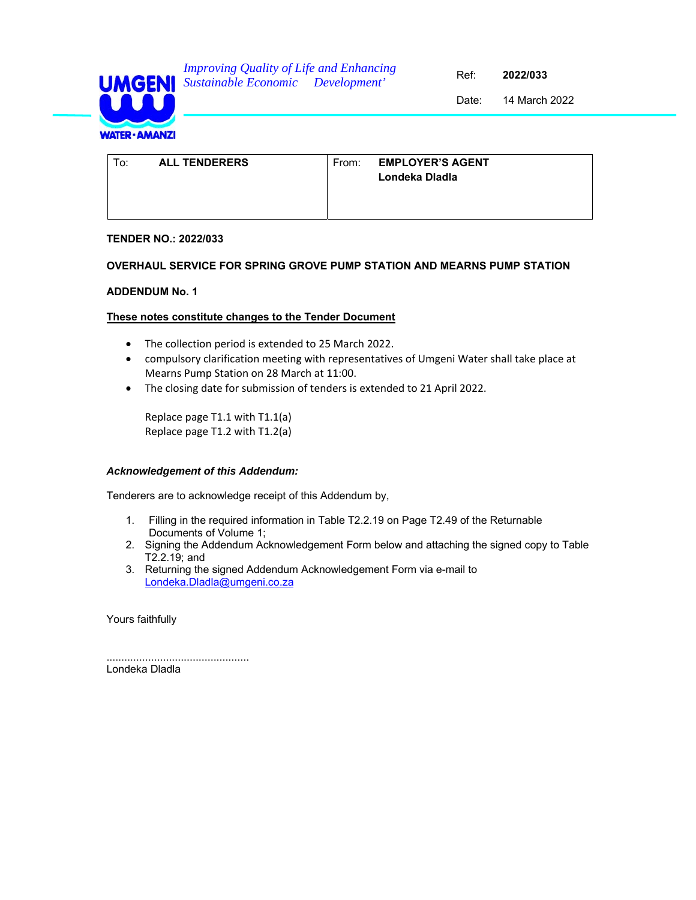UMGENI WATER • AMANZI

*Improving Quality of Life and Enhancing Sustainable Economic Development'*

Ref: **2022/033**

Date: 14 March 2022

| To: **ALL TENDERERS** | From: **EMPLOYER'S AGENT Londeka Dladla** |
|---|---|

**TENDER NO.: 2022/033**

**OVERHAUL SERVICE FOR SPRING GROVE PUMP STATION AND MEARNS PUMP STATION**

**ADDENDUM No. 1**

**<u>These notes constitute changes to the Tender Document</u>**

- The collection period is extended to 25 March 2022.
- compulsory clarification meeting with representatives of Umgeni Water shall take place at Mearns Pump Station on 28 March at 11:00.
- The closing date for submission of tenders is extended to 21 April 2022.

  Replace page T1.1 with T1.1(a)
  Replace page T1.2 with T1.2(a)

***Acknowledgement of this Addendum:***

Tenderers are to acknowledge receipt of this Addendum by,

1. Filling in the required information in Table T2.2.19 on Page T2.49 of the Returnable Documents of Volume 1;
2. Signing the Addendum Acknowledgement Form below and attaching the signed copy to Table T2.2.19; and
3. Returning the signed Addendum Acknowledgement Form via e-mail to Londeka.Dladla@umgeni.co.za

Yours faithfully

...............................................
Londeka Dladla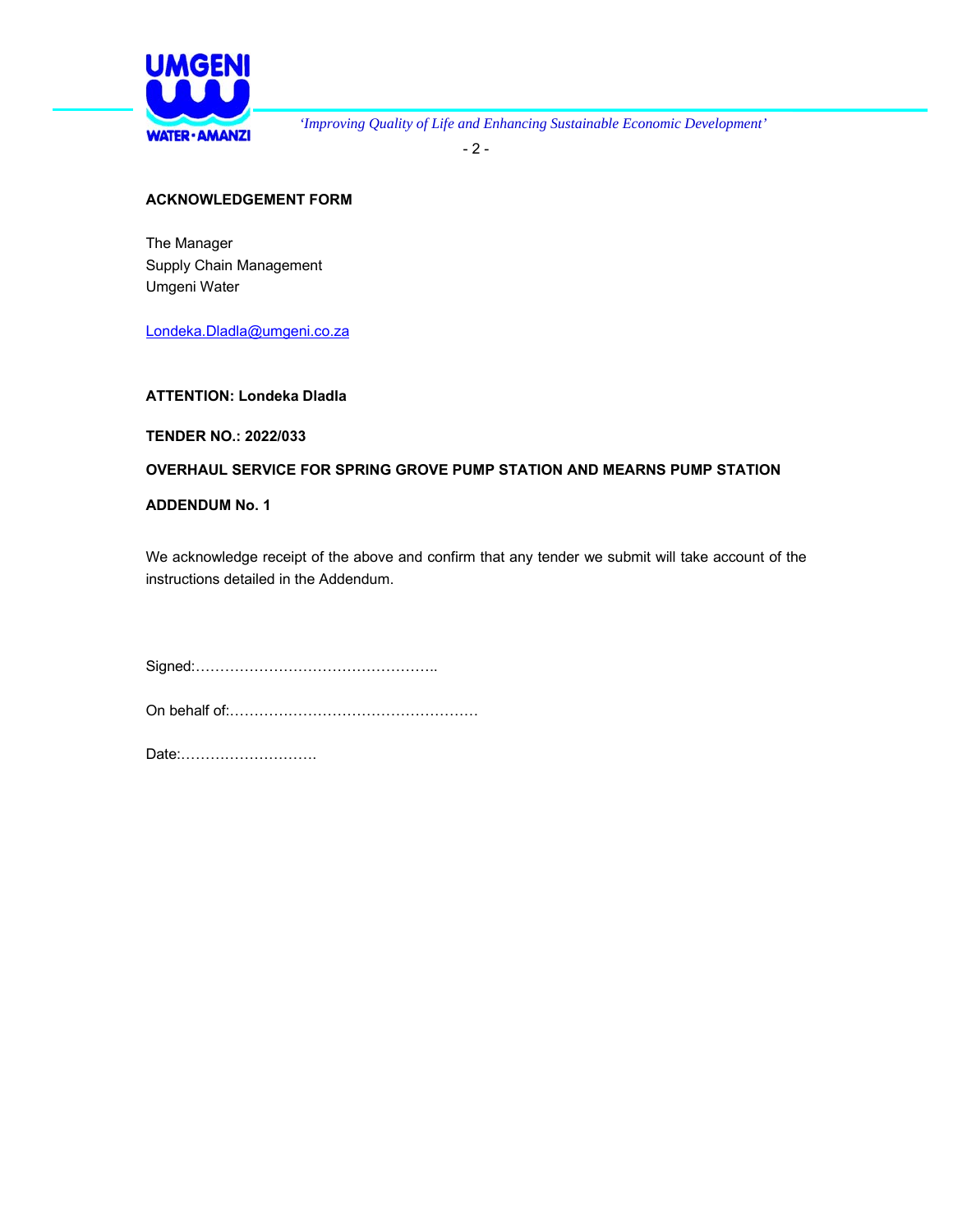**ACKNOWLEDGEMENT FORM**

The Manager
Supply Chain Management
Umgeni Water

Londeka.Dladla@umgeni.co.za

**ATTENTION: Londeka Dladla**

**TENDER NO.: 2022/033**

**OVERHAUL SERVICE FOR SPRING GROVE PUMP STATION AND MEARNS PUMP STATION**

**ADDENDUM No. 1**

We acknowledge receipt of the above and confirm that any tender we submit will take account of the instructions detailed in the Addendum.

Signed:…………………………………………..

On behalf of:……………………………………………

Date:……………………….